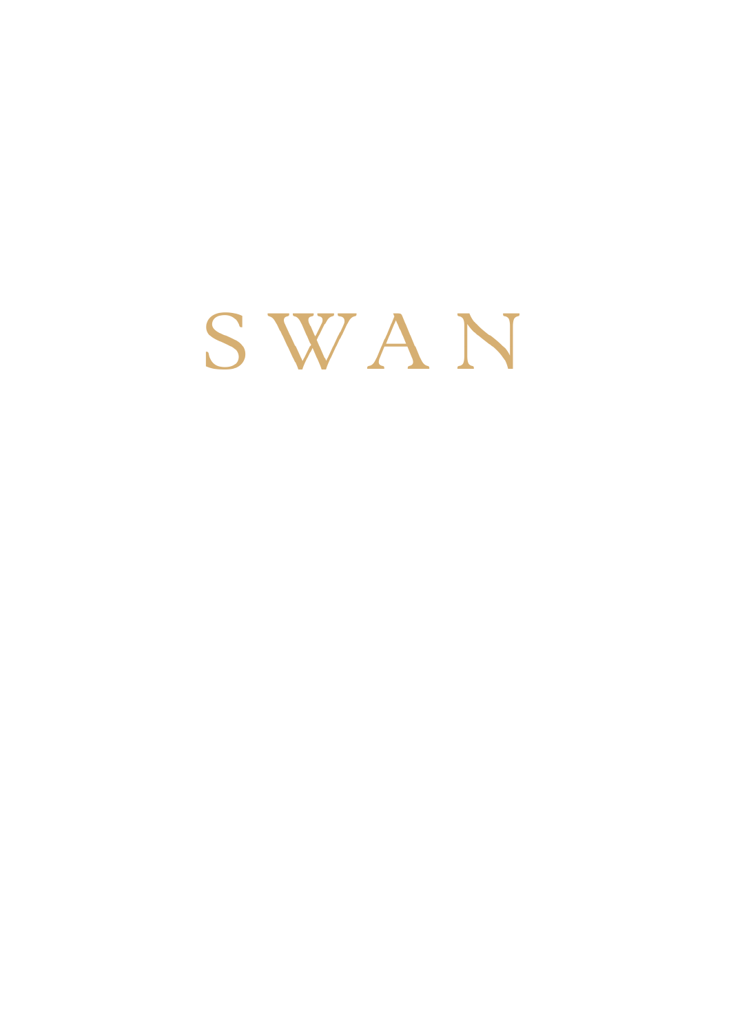# SWAN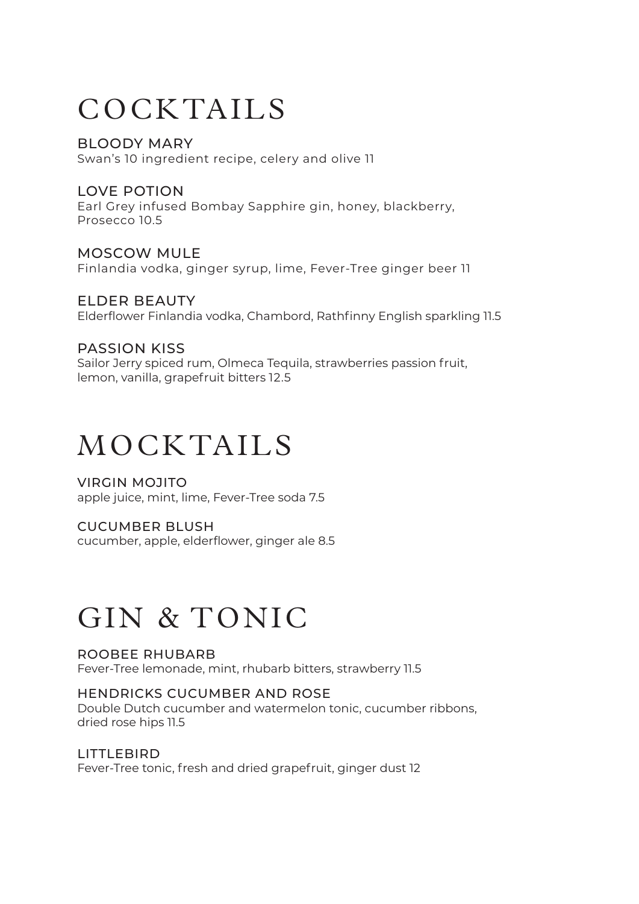# COCKTAILS

### BLOODY MARY
Swan's 10 ingredient recipe, celery and olive 11

### LOVE POTION
Earl Grey infused Bombay Sapphire gin, honey, blackberry, Prosecco 10.5

### MOSCOW MULE
Finlandia vodka, ginger syrup, lime, Fever-Tree ginger beer 11

### ELDER BEAUTY
Elderflower Finlandia vodka, Chambord, Rathfinny English sparkling 11.5

### PASSION KISS
Sailor Jerry spiced rum, Olmeca Tequila, strawberries passion fruit, lemon, vanilla, grapefruit bitters 12.5

# MOCKTAILS

### VIRGIN MOJITO
apple juice, mint, lime, Fever-Tree soda 7.5

### CUCUMBER BLUSH
cucumber, apple, elderflower, ginger ale 8.5

# GIN & TONIC

### ROOBEE RHUBARB
Fever-Tree lemonade, mint, rhubarb bitters, strawberry 11.5

### HENDRICKS CUCUMBER AND ROSE
Double Dutch cucumber and watermelon tonic, cucumber ribbons, dried rose hips 11.5

### LITTLEBIRD
Fever-Tree tonic, fresh and dried grapefruit, ginger dust 12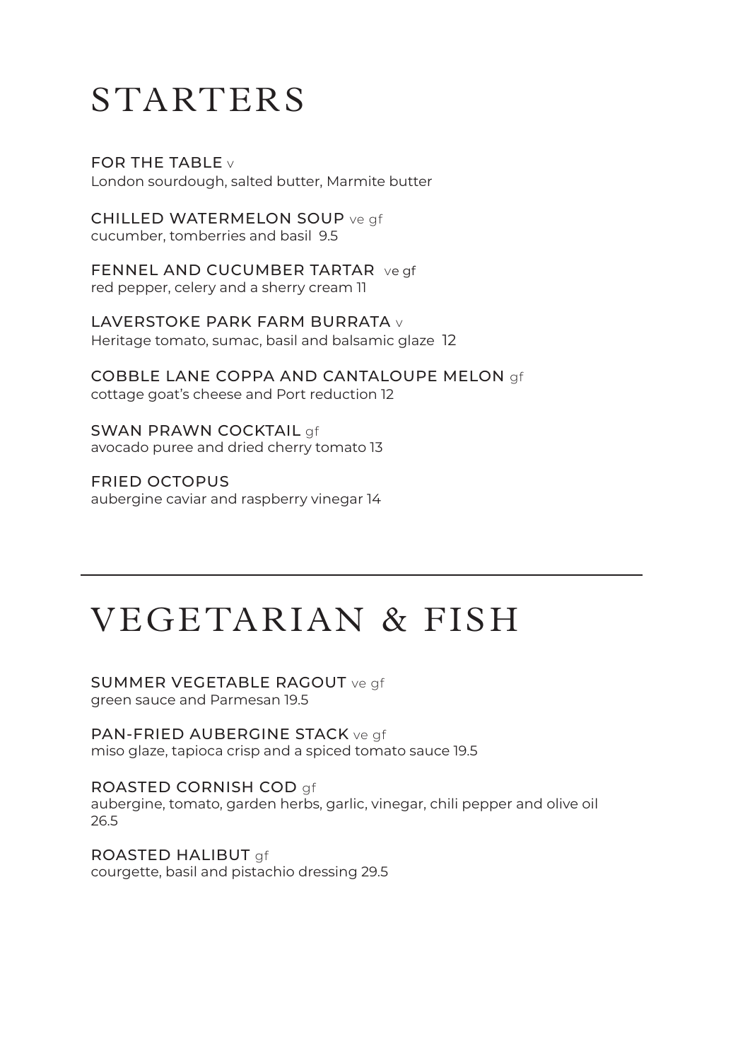# STARTERS

FOR THE TABLE v
London sourdough, salted butter, Marmite butter

CHILLED WATERMELON SOUP ve gf
cucumber, tomberries and basil 9.5

FENNEL AND CUCUMBER TARTAR ve gf
red pepper, celery and a sherry cream 11

LAVERSTOKE PARK FARM BURRATA v
Heritage tomato, sumac, basil and balsamic glaze 12

COBBLE LANE COPPA AND CANTALOUPE MELON gf
cottage goat's cheese and Port reduction 12

SWAN PRAWN COCKTAIL gf
avocado puree and dried cherry tomato 13

FRIED OCTOPUS
aubergine caviar and raspberry vinegar 14

---

# VEGETARIAN & FISH

SUMMER VEGETABLE RAGOUT ve gf
green sauce and Parmesan 19.5

PAN-FRIED AUBERGINE STACK ve gf
miso glaze, tapioca crisp and a spiced tomato sauce 19.5

ROASTED CORNISH COD gf
aubergine, tomato, garden herbs, garlic, vinegar, chili pepper and olive oil 26.5

ROASTED HALIBUT gf
courgette, basil and pistachio dressing 29.5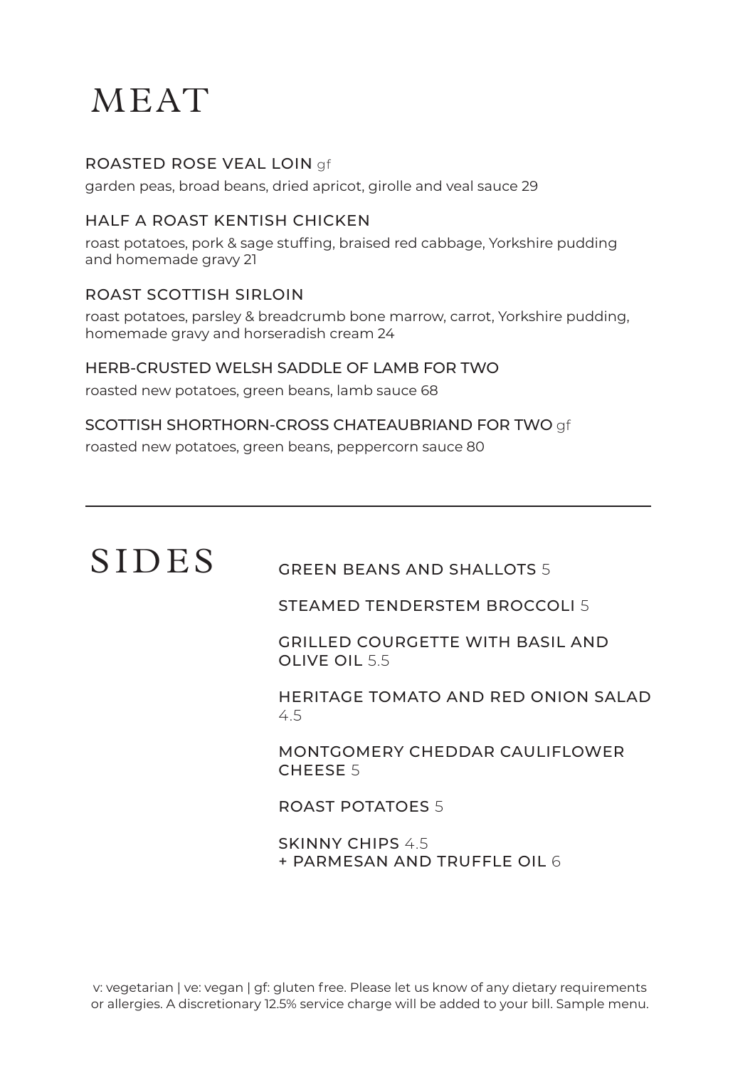# MEAT

ROASTED ROSE VEAL LOIN gf

garden peas, broad beans, dried apricot, girolle and veal sauce 29

HALF A ROAST KENTISH CHICKEN

roast potatoes, pork & sage stuffing, braised red cabbage, Yorkshire pudding and homemade gravy 21

ROAST SCOTTISH SIRLOIN

roast potatoes, parsley & breadcrumb bone marrow, carrot, Yorkshire pudding, homemade gravy and horseradish cream 24

HERB-CRUSTED WELSH SADDLE OF LAMB FOR TWO

roasted new potatoes, green beans, lamb sauce 68

SCOTTISH SHORTHORN-CROSS CHATEAUBRIAND FOR TWO gf

roasted new potatoes, green beans, peppercorn sauce 80

---

# SIDES

GREEN BEANS AND SHALLOTS 5

STEAMED TENDERSTEM BROCCOLI 5

GRILLED COURGETTE WITH BASIL AND OLIVE OIL 5.5

HERITAGE TOMATO AND RED ONION SALAD 4.5

MONTGOMERY CHEDDAR CAULIFLOWER CHEESE 5

ROAST POTATOES 5

SKINNY CHIPS 4.5
+ PARMESAN AND TRUFFLE OIL 6

v: vegetarian | ve: vegan | gf: gluten free. Please let us know of any dietary requirements or allergies. A discretionary 12.5% service charge will be added to your bill. Sample menu.